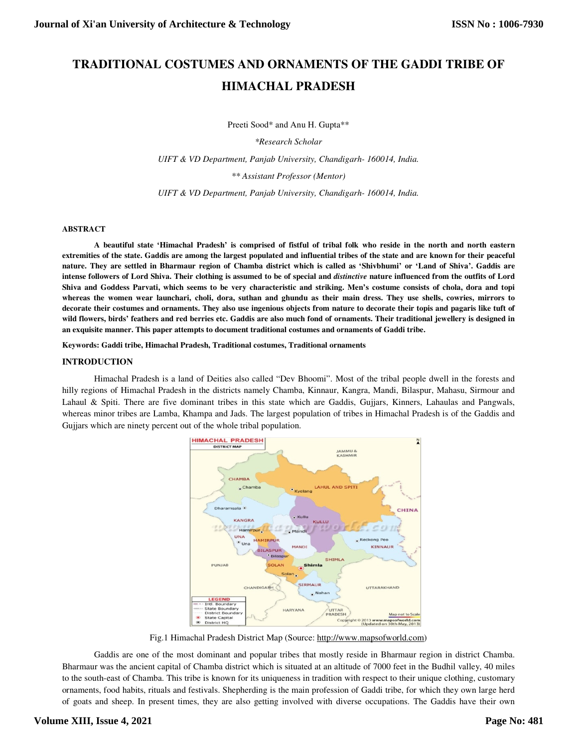# TRADITIONAL COSTUMES AND ORNAMENTS OF THE GADDI TRIBE OF HIMACHAL PRADESH

Preeti Sood* and Anu H. Gupta**

*Research Scholar

*UIFT & VD Department, Panjab University, Chandigarh- 160014, India.*

*** Assistant Professor (Mentor)*

*UIFT & VD Department, Panjab University, Chandigarh- 160014, India.*

## ABSTRACT

**A beautiful state 'Himachal Pradesh' is comprised of fistful of tribal folk who reside in the north and north eastern extremities of the state. Gaddis are among the largest populated and influential tribes of the state and are known for their peaceful nature. They are settled in Bharmaur region of Chamba district which is called as 'Shivbhumi' or 'Land of Shiva'. Gaddis are intense followers of Lord Shiva. Their clothing is assumed to be of special and *distinctive* nature influenced from the outfits of Lord Shiva and Goddess Parvati, which seems to be very characteristic and striking. Men's costume consists of chola, dora and topi whereas the women wear launchari, choli, dora, suthan and ghundu as their main dress. They use shells, cowries, mirrors to decorate their costumes and ornaments. They also use ingenious objects from nature to decorate their topis and pagaris like tuft of wild flowers, birds' feathers and red berries etc. Gaddis are also much fond of ornaments. Their traditional jewellery is designed in an exquisite manner. This paper attempts to document traditional costumes and ornaments of Gaddi tribe.**

**Keywords: Gaddi tribe, Himachal Pradesh, Traditional costumes, Traditional ornaments**

## INTRODUCTION

Himachal Pradesh is a land of Deities also called "Dev Bhoomi". Most of the tribal people dwell in the forests and hilly regions of Himachal Pradesh in the districts namely Chamba, Kinnaur, Kangra, Mandi, Bilaspur, Mahasu, Sirmour and Lahaul & Spiti. There are five dominant tribes in this state which are Gaddis, Gujjars, Kinners, Lahaulas and Pangwals, whereas minor tribes are Lamba, Khampa and Jads. The largest population of tribes in Himachal Pradesh is of the Gaddis and Gujjars which are ninety percent out of the whole tribal population.

Fig.1 Himachal Pradesh District Map (Source: http://www.mapsofworld.com)

Gaddis are one of the most dominant and popular tribes that mostly reside in Bharmaur region in district Chamba. Bharmaur was the ancient capital of Chamba district which is situated at an altitude of 7000 feet in the Budhil valley, 40 miles to the south-east of Chamba. This tribe is known for its uniqueness in tradition with respect to their unique clothing, customary ornaments, food habits, rituals and festivals. Shepherding is the main profession of Gaddi tribe, for which they own large herd of goats and sheep. In present times, they are also getting involved with diverse occupations. The Gaddis have their own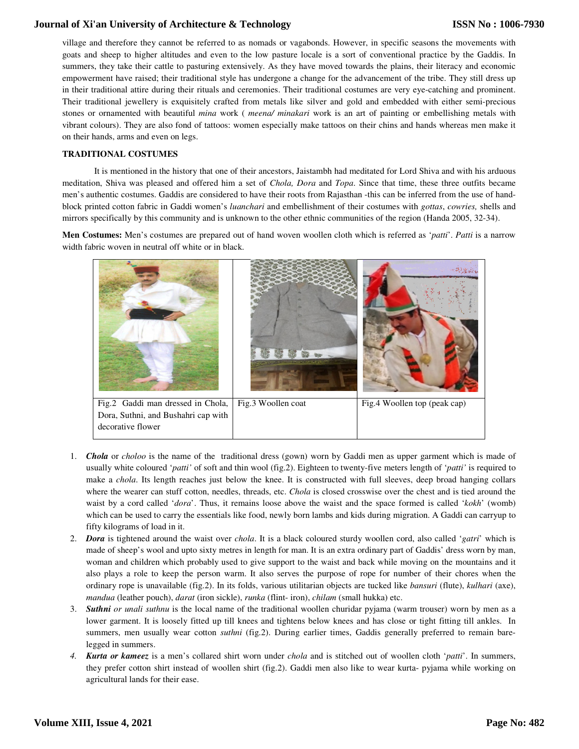village and therefore they cannot be referred to as nomads or vagabonds. However, in specific seasons the movements with goats and sheep to higher altitudes and even to the low pasture locale is a sort of conventional practice by the Gaddis. In summers, they take their cattle to pasturing extensively. As they have moved towards the plains, their literacy and economic empowerment have raised; their traditional style has undergone a change for the advancement of the tribe. They still dress up in their traditional attire during their rituals and ceremonies. Their traditional costumes are very eye-catching and prominent. Their traditional jewellery is exquisitely crafted from metals like silver and gold and embedded with either semi-precious stones or ornamented with beautiful *mina* work ( *meena/ minakari* work is an art of painting or embellishing metals with vibrant colours). They are also fond of tattoos: women especially make tattoos on their chins and hands whereas men make it on their hands, arms and even on legs.

**TRADITIONAL COSTUMES**

It is mentioned in the history that one of their ancestors, Jaistambh had meditated for Lord Shiva and with his arduous meditation, Shiva was pleased and offered him a set of *Chola, Dora* and *Topa*. Since that time, these three outfits became men's authentic costumes. Gaddis are considered to have their roots from Rajasthan -this can be inferred from the use of hand-block printed cotton fabric in Gaddi women's *luanchari* and embellishment of their costumes with *gottas*, *cowries,* shells and mirrors specifically by this community and is unknown to the other ethnic communities of the region (Handa 2005, 32-34).

**Men Costumes:** Men's costumes are prepared out of hand woven woollen cloth which is referred as '*patti*'. *Patti* is a narrow width fabric woven in neutral off white or in black.

| Fig.2 Gaddi man dressed in Chola, Dora, Suthni, and Bushahri cap with decorative flower | Fig.3 Woollen coat | Fig.4 Woollen top (peak cap) |
|---|---|---|

1. ***Chola*** or *choloo* is the name of the traditional dress (gown) worn by Gaddi men as upper garment which is made of usually white coloured '*patti'* of soft and thin wool (fig.2). Eighteen to twenty-five meters length of '*patti'* is required to make a *chola*. Its length reaches just below the knee. It is constructed with full sleeves, deep broad hanging collars where the wearer can stuff cotton, needles, threads, etc. *Chola* is closed crosswise over the chest and is tied around the waist by a cord called '*dora*'. Thus, it remains loose above the waist and the space formed is called '*kokh*' (womb) which can be used to carry the essentials like food, newly born lambs and kids during migration. A Gaddi can carryup to fifty kilograms of load in it.
2. ***Dora*** is tightened around the waist over *chola*. It is a black coloured sturdy woollen cord, also called '*gatri*' which is made of sheep's wool and upto sixty metres in length for man. It is an extra ordinary part of Gaddis' dress worn by man, woman and children which probably used to give support to the waist and back while moving on the mountains and it also plays a role to keep the person warm. It also serves the purpose of rope for number of their chores when the ordinary rope is unavailable (fig.2). In its folds, various utilitarian objects are tucked like *bansuri* (flute), *kulhari* (axe), *mandua* (leather pouch), *darat* (iron sickle), *runka* (flint- iron), *chilam* (small hukka) etc.
3. ***Suthni*** *or unali suthnu* is the local name of the traditional woollen churidar pyjama (warm trouser) worn by men as a lower garment. It is loosely fitted up till knees and tightens below knees and has close or tight fitting till ankles. In summers, men usually wear cotton *suthni* (fig.2). During earlier times, Gaddis generally preferred to remain bare-legged in summers.
4. ***Kurta or kameez*** is a men's collared shirt worn under *chola* and is stitched out of woollen cloth '*patti*'. In summers, they prefer cotton shirt instead of woollen shirt (fig.2). Gaddi men also like to wear kurta- pyjama while working on agricultural lands for their ease.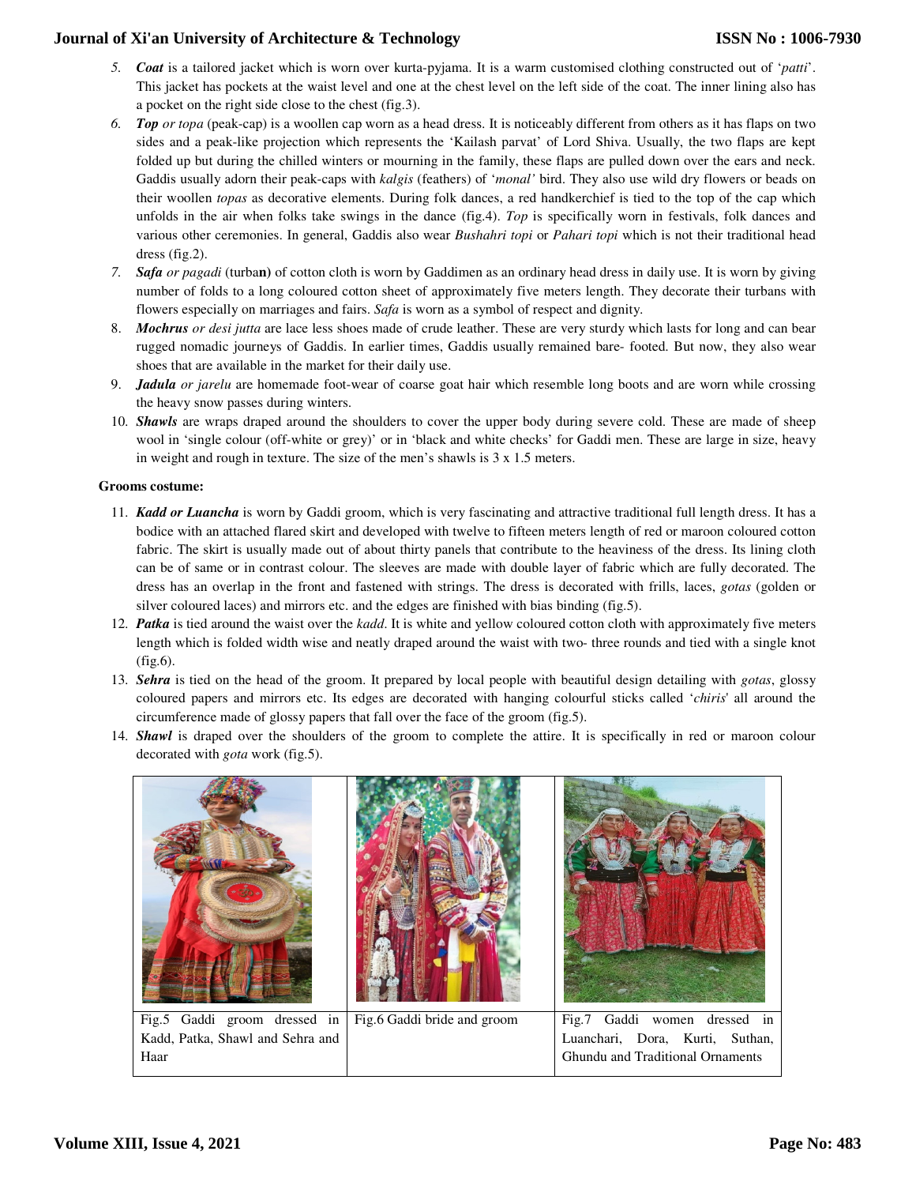5. ***Coat*** is a tailored jacket which is worn over kurta-pyjama. It is a warm customised clothing constructed out of '*patti*'. This jacket has pockets at the waist level and one at the chest level on the left side of the coat. The inner lining also has a pocket on the right side close to the chest (fig.3).
6. ***Top*** *or topa* (peak-cap) is a woollen cap worn as a head dress. It is noticeably different from others as it has flaps on two sides and a peak-like projection which represents the 'Kailash parvat' of Lord Shiva. Usually, the two flaps are kept folded up but during the chilled winters or mourning in the family, these flaps are pulled down over the ears and neck. Gaddis usually adorn their peak-caps with *kalgis* (feathers) of '*monal'* bird. They also use wild dry flowers or beads on their woollen *topas* as decorative elements. During folk dances, a red handkerchief is tied to the top of the cap which unfolds in the air when folks take swings in the dance (fig.4). *Top* is specifically worn in festivals, folk dances and various other ceremonies. In general, Gaddis also wear *Bushahri topi* or *Pahari topi* which is not their traditional head dress (fig.2).
7. ***Safa*** *or pagadi* (turba**n)** of cotton cloth is worn by Gaddimen as an ordinary head dress in daily use. It is worn by giving number of folds to a long coloured cotton sheet of approximately five meters length. They decorate their turbans with flowers especially on marriages and fairs. *Safa* is worn as a symbol of respect and dignity.
8. ***Mochrus*** *or desi jutta* are lace less shoes made of crude leather. These are very sturdy which lasts for long and can bear rugged nomadic journeys of Gaddis. In earlier times, Gaddis usually remained bare- footed. But now, they also wear shoes that are available in the market for their daily use.
9. ***Jadula*** *or jarelu* are homemade foot-wear of coarse goat hair which resemble long boots and are worn while crossing the heavy snow passes during winters.
10. ***Shawls*** are wraps draped around the shoulders to cover the upper body during severe cold. These are made of sheep wool in 'single colour (off-white or grey)' or in 'black and white checks' for Gaddi men. These are large in size, heavy in weight and rough in texture. The size of the men's shawls is 3 x 1.5 meters.

**Grooms costume:**

11. ***Kadd or Luancha*** is worn by Gaddi groom, which is very fascinating and attractive traditional full length dress. It has a bodice with an attached flared skirt and developed with twelve to fifteen meters length of red or maroon coloured cotton fabric. The skirt is usually made out of about thirty panels that contribute to the heaviness of the dress. Its lining cloth can be of same or in contrast colour. The sleeves are made with double layer of fabric which are fully decorated. The dress has an overlap in the front and fastened with strings. The dress is decorated with frills, laces, *gotas* (golden or silver coloured laces) and mirrors etc. and the edges are finished with bias binding (fig.5).
12. ***Patka*** is tied around the waist over the *kadd*. It is white and yellow coloured cotton cloth with approximately five meters length which is folded width wise and neatly draped around the waist with two- three rounds and tied with a single knot (fig.6).
13. ***Sehra*** is tied on the head of the groom. It prepared by local people with beautiful design detailing with *gotas*, glossy coloured papers and mirrors etc. Its edges are decorated with hanging colourful sticks called '*chiris*' all around the circumference made of glossy papers that fall over the face of the groom (fig.5).
14. ***Shawl*** is draped over the shoulders of the groom to complete the attire. It is specifically in red or maroon colour decorated with *gota* work (fig.5).

| Fig.5 Gaddi groom dressed in Kadd, Patka, Shawl and Sehra and Haar | Fig.6 Gaddi bride and groom | Fig.7 Gaddi women dressed in Luanchari, Dora, Kurti, Suthan, Ghundu and Traditional Ornaments |
|---|---|---|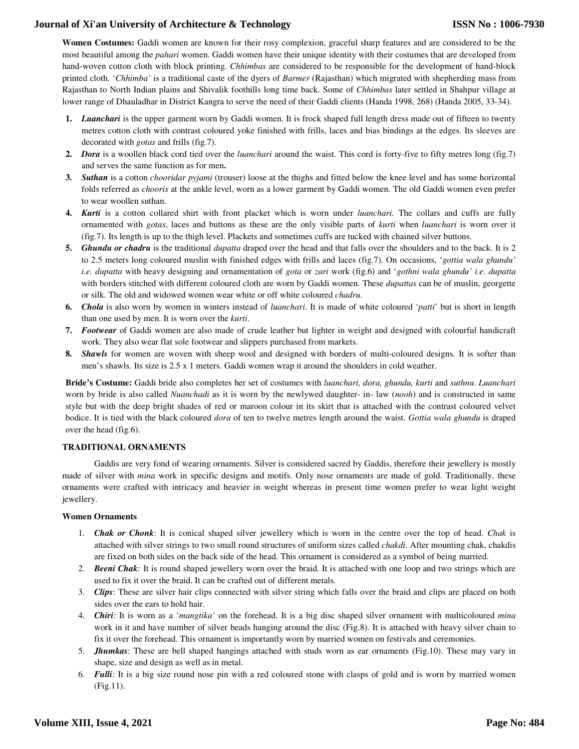**Women Costumes:** Gaddi women are known for their rosy complexion, graceful sharp features and are considered to be the most beautiful among the *pahari* women. Gaddi women have their unique identity with their costumes that are developed from hand-woven cotton cloth with block printing. *Chhimbas* are considered to be responsible for the development of hand-block printed cloth. '*Chhimba'* is a traditional caste of the dyers of *Barmer* (Rajasthan) which migrated with shepherding mass from Rajasthan to North Indian plains and Shivalik foothills long time back. Some of *Chhimbas* later settled in Shahpur village at lower range of Dhauladhar in District Kangra to serve the need of their Gaddi clients (Handa 1998, 268) (Handa 2005, 33-34).

1. ***Luanchari*** is the upper garment worn by Gaddi women. It is frock shaped full length dress made out of fifteen to twenty metres cotton cloth with contrast coloured yoke finished with frills, laces and bias bindings at the edges. Its sleeves are decorated with *gotas* and frills (fig.7).
2. ***Dora*** is a woollen black cord tied over the *luanchari* around the waist. This cord is forty-five to fifty metres long (fig.7) and serves the same function as for men**.**
3. ***Suthan*** is a cotton *chooridar pyjami* (trouser) loose at the thighs and fitted below the knee level and has some horizontal folds referred as *chooris* at the ankle level, worn as a lower garment by Gaddi women. The old Gaddi women even prefer to wear woollen suthan.
4. ***Kurti*** is a cotton collared shirt with front placket which is worn under *luanchari.* The collars and cuffs are fully ornamented with *gotas*, laces and buttons as these are the only visible parts of *kurti* when *luanchari* is worn over it (fig.7). Its length is up to the thigh level. Plackets and sometimes cuffs are tucked with chained silver buttons.
5. ***Ghundu or chadru*** is the traditional *dupatta* draped over the head and that falls over the shoulders and to the back. It is 2 to 2.5 meters long coloured muslin with finished edges with frills and laces (fig.7). On occasions, '*gottia wala ghundu' i.e. dupatta* with heavy designing and ornamentation of *gota* or *zari* work (fig.6) and '*gothni wala ghundu' i.e. dupatta* with borders stitched with different coloured cloth are worn by Gaddi women. These *dupattas* can be of muslin, georgette or silk. The old and widowed women wear white or off white coloured *chadru*.
6. ***Chola*** is also worn by women in winters instead of *luanchari*. It is made of white coloured '*patti*' but is short in length than one used by men. It is worn over the *kurti*.
7. ***Footwear*** of Gaddi women are also made of crude leather but lighter in weight and designed with colourful handicraft work. They also wear flat sole footwear and slippers purchased from markets.
8. ***Shawls*** for women are woven with sheep wool and designed with borders of multi-coloured designs. It is softer than men's shawls. Its size is 2.5 x 1 meters. Gaddi women wrap it around the shoulders in cold weather.

**Bride's Costume:** Gaddi bride also completes her set of costumes with *luanchari, dora, ghundu, kurti* and *suthnu*. *Luanchari* worn by bride is also called *Nuanchadi* as it is worn by the newlywed daughter- in- law (*nooh*) and is constructed in same style but with the deep bright shades of red or maroon colour in its skirt that is attached with the contrast coloured velvet bodice. It is tied with the black coloured *dora* of ten to twelve metres length around the waist. *Gottia wala ghundu* is draped over the head (fig.6).

## TRADITIONAL ORNAMENTS

Gaddis are very fond of wearing ornaments. Silver is considered sacred by Gaddis, therefore their jewellery is mostly made of silver with *mina* work in specific designs and motifs. Only nose ornaments are made of gold. Traditionally, these ornaments were crafted with intricacy and heavier in weight whereas in present time women prefer to wear light weight jewellery.

### Women Ornaments

1. ***Chak or Chonk***: It is conical shaped silver jewellery which is worn in the centre over the top of head. *Chak* is attached with silver strings to two small round structures of uniform sizes called *chakdi*. After mounting chak, chakdis are fixed on both sides on the back side of the head. This ornament is considered as a symbol of being married.
2. ***Beeni Chak:*** It is round shaped jewellery worn over the braid. It is attached with one loop and two strings which are used to fix it over the braid. It can be crafted out of different metals.
3. ***Clips***: These are silver hair clips connected with silver string which falls over the braid and clips are placed on both sides over the ears to hold hair.
4. ***Chiri***: It is worn as a '*mangtika'* on the forehead. It is a big disc shaped silver ornament with multicoloured *mina* work in it and have number of silver beads hanging around the disc (Fig.8). It is attached with heavy silver chain to fix it over the forehead. This ornament is importantly worn by married women on festivals and ceremonies.
5. ***Jhumkas***: These are bell shaped hangings attached with studs worn as ear ornaments (Fig.10). These may vary in shape, size and design as well as in metal.
6. ***Fulli***: It is a big size round nose pin with a red coloured stone with clasps of gold and is worn by married women (Fig.11).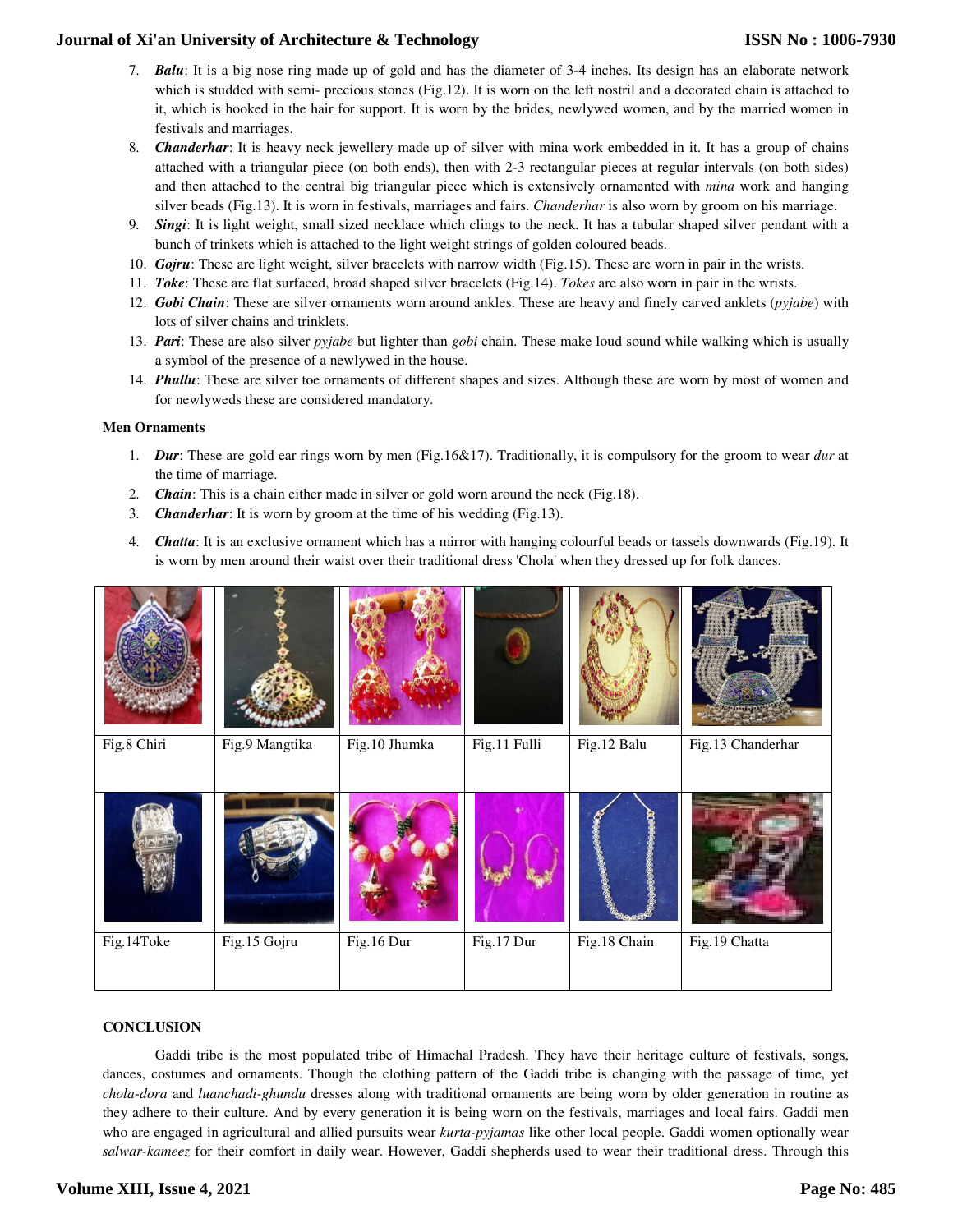7. ***Balu***: It is a big nose ring made up of gold and has the diameter of 3-4 inches. Its design has an elaborate network which is studded with semi- precious stones (Fig.12). It is worn on the left nostril and a decorated chain is attached to it, which is hooked in the hair for support. It is worn by the brides, newlywed women, and by the married women in festivals and marriages.
8. ***Chanderhar***: It is heavy neck jewellery made up of silver with mina work embedded in it. It has a group of chains attached with a triangular piece (on both ends), then with 2-3 rectangular pieces at regular intervals (on both sides) and then attached to the central big triangular piece which is extensively ornamented with *mina* work and hanging silver beads (Fig.13). It is worn in festivals, marriages and fairs. *Chanderhar* is also worn by groom on his marriage.
9. ***Singi***: It is light weight, small sized necklace which clings to the neck. It has a tubular shaped silver pendant with a bunch of trinkets which is attached to the light weight strings of golden coloured beads.
10. ***Gojru***: These are light weight, silver bracelets with narrow width (Fig.15). These are worn in pair in the wrists.
11. ***Toke***: These are flat surfaced, broad shaped silver bracelets (Fig.14). *Tokes* are also worn in pair in the wrists.
12. ***Gobi Chain***: These are silver ornaments worn around ankles. These are heavy and finely carved anklets (*pyjabe*) with lots of silver chains and trinklets.
13. ***Pari***: These are also silver *pyjabe* but lighter than *gobi* chain. These make loud sound while walking which is usually a symbol of the presence of a newlywed in the house.
14. ***Phullu***: These are silver toe ornaments of different shapes and sizes. Although these are worn by most of women and for newlyweds these are considered mandatory.

**Men Ornaments**

1. ***Dur***: These are gold ear rings worn by men (Fig.16&17). Traditionally, it is compulsory for the groom to wear *dur* at the time of marriage.
2. ***Chain***: This is a chain either made in silver or gold worn around the neck (Fig.18).
3. ***Chanderhar***: It is worn by groom at the time of his wedding (Fig.13).
4. ***Chatta***: It is an exclusive ornament which has a mirror with hanging colourful beads or tassels downwards (Fig.19). It is worn by men around their waist over their traditional dress 'Chola' when they dressed up for folk dances.

| Fig.8 Chiri | Fig.9 Mangtika | Fig.10 Jhumka | Fig.11 Fulli | Fig.12 Balu | Fig.13 Chanderhar |
|---|---|---|---|---|---|
| Fig.14Toke | Fig.15 Gojru | Fig.16 Dur | Fig.17 Dur | Fig.18 Chain | Fig.19 Chatta |

**CONCLUSION**

Gaddi tribe is the most populated tribe of Himachal Pradesh. They have their heritage culture of festivals, songs, dances, costumes and ornaments. Though the clothing pattern of the Gaddi tribe is changing with the passage of time, yet *chola-dora* and *luanchadi-ghundu* dresses along with traditional ornaments are being worn by older generation in routine as they adhere to their culture. And by every generation it is being worn on the festivals, marriages and local fairs. Gaddi men who are engaged in agricultural and allied pursuits wear *kurta-pyjamas* like other local people. Gaddi women optionally wear *salwar-kameez* for their comfort in daily wear. However, Gaddi shepherds used to wear their traditional dress. Through this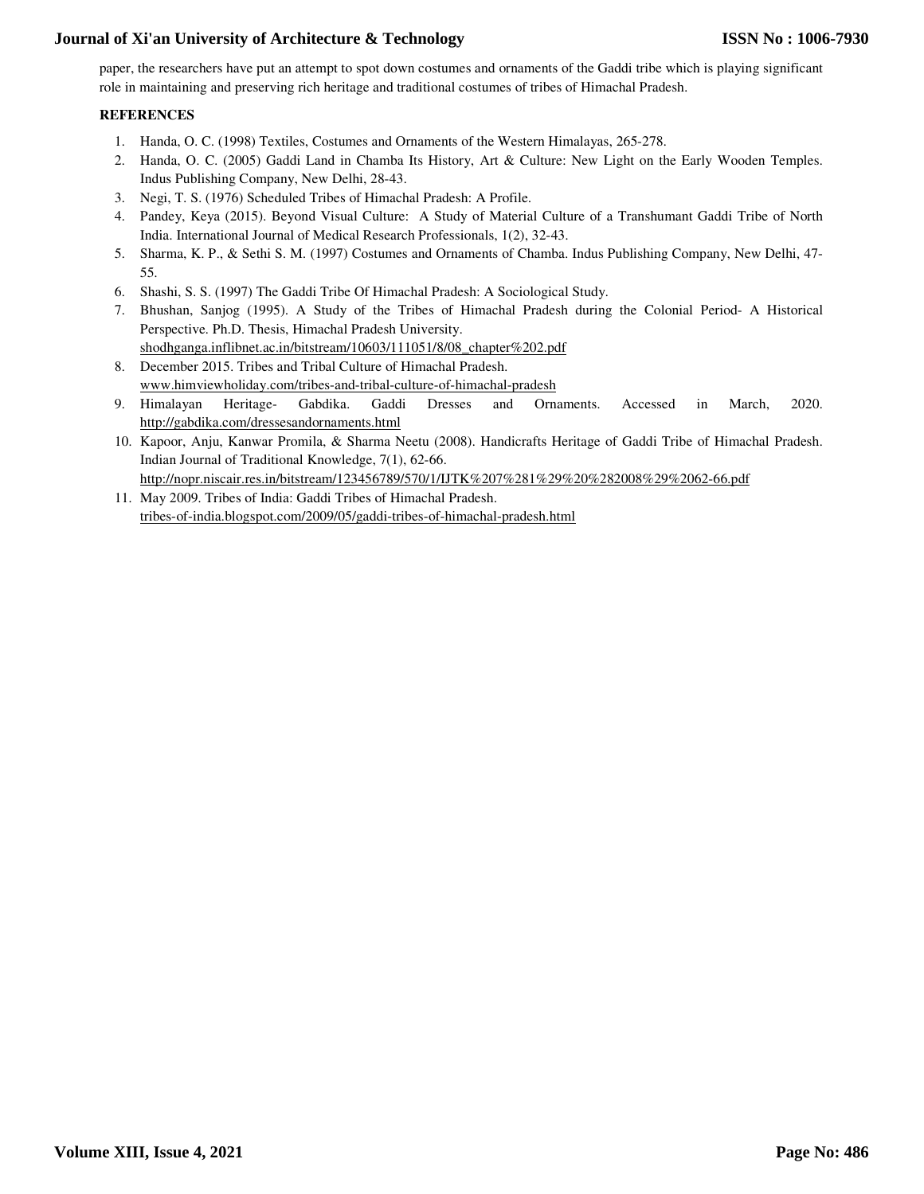paper, the researchers have put an attempt to spot down costumes and ornaments of the Gaddi tribe which is playing significant role in maintaining and preserving rich heritage and traditional costumes of tribes of Himachal Pradesh.

**REFERENCES**

1. Handa, O. C. (1998) Textiles, Costumes and Ornaments of the Western Himalayas, 265-278.
2. Handa, O. C. (2005) Gaddi Land in Chamba Its History, Art & Culture: New Light on the Early Wooden Temples. Indus Publishing Company, New Delhi, 28-43.
3. Negi, T. S. (1976) Scheduled Tribes of Himachal Pradesh: A Profile.
4. Pandey, Keya (2015). Beyond Visual Culture: A Study of Material Culture of a Transhumant Gaddi Tribe of North India. International Journal of Medical Research Professionals, 1(2), 32-43.
5. Sharma, K. P., & Sethi S. M. (1997) Costumes and Ornaments of Chamba. Indus Publishing Company, New Delhi, 47-55.
6. Shashi, S. S. (1997) The Gaddi Tribe Of Himachal Pradesh: A Sociological Study.
7. Bhushan, Sanjog (1995). A Study of the Tribes of Himachal Pradesh during the Colonial Period- A Historical Perspective. Ph.D. Thesis, Himachal Pradesh University. shodhganga.inflibnet.ac.in/bitstream/10603/111051/8/08_chapter%202.pdf
8. December 2015. Tribes and Tribal Culture of Himachal Pradesh. www.himviewholiday.com/tribes-and-tribal-culture-of-himachal-pradesh
9. Himalayan Heritage- Gabdika. Gaddi Dresses and Ornaments. Accessed in March, 2020. http://gabdika.com/dressesandornaments.html
10. Kapoor, Anju, Kanwar Promila, & Sharma Neetu (2008). Handicrafts Heritage of Gaddi Tribe of Himachal Pradesh. Indian Journal of Traditional Knowledge, 7(1), 62-66. http://nopr.niscair.res.in/bitstream/123456789/570/1/IJTK%207%281%29%20%282008%29%2062-66.pdf
11. May 2009. Tribes of India: Gaddi Tribes of Himachal Pradesh. tribes-of-india.blogspot.com/2009/05/gaddi-tribes-of-himachal-pradesh.html